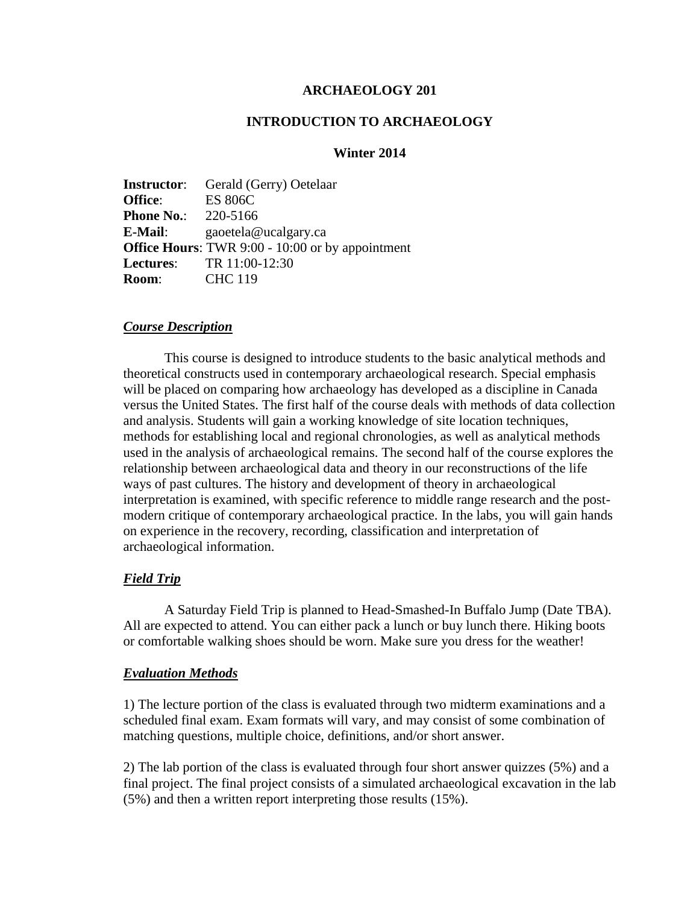# ARCHAEOLOGY 201

## INTRODUCTION TO ARCHAEOLOGY

### Winter 2014

**Instructor**: Gerald (Gerry) Oetelaar
**Office**: ES 806C
**Phone No.**: 220-5166
**E-Mail**: gaoetela@ucalgary.ca
**Office Hours**: TWR 9:00 - 10:00 or by appointment
**Lectures**: TR 11:00-12:30
**Room**: CHC 119

### ***Course Description***

This course is designed to introduce students to the basic analytical methods and theoretical constructs used in contemporary archaeological research. Special emphasis will be placed on comparing how archaeology has developed as a discipline in Canada versus the United States. The first half of the course deals with methods of data collection and analysis. Students will gain a working knowledge of site location techniques, methods for establishing local and regional chronologies, as well as analytical methods used in the analysis of archaeological remains. The second half of the course explores the relationship between archaeological data and theory in our reconstructions of the life ways of past cultures. The history and development of theory in archaeological interpretation is examined, with specific reference to middle range research and the post-modern critique of contemporary archaeological practice. In the labs, you will gain hands on experience in the recovery, recording, classification and interpretation of archaeological information.

### ***Field Trip***

A Saturday Field Trip is planned to Head-Smashed-In Buffalo Jump (Date TBA). All are expected to attend. You can either pack a lunch or buy lunch there. Hiking boots or comfortable walking shoes should be worn. Make sure you dress for the weather!

### ***Evaluation Methods***

1) The lecture portion of the class is evaluated through two midterm examinations and a scheduled final exam. Exam formats will vary, and may consist of some combination of matching questions, multiple choice, definitions, and/or short answer.

2) The lab portion of the class is evaluated through four short answer quizzes (5%) and a final project. The final project consists of a simulated archaeological excavation in the lab (5%) and then a written report interpreting those results (15%).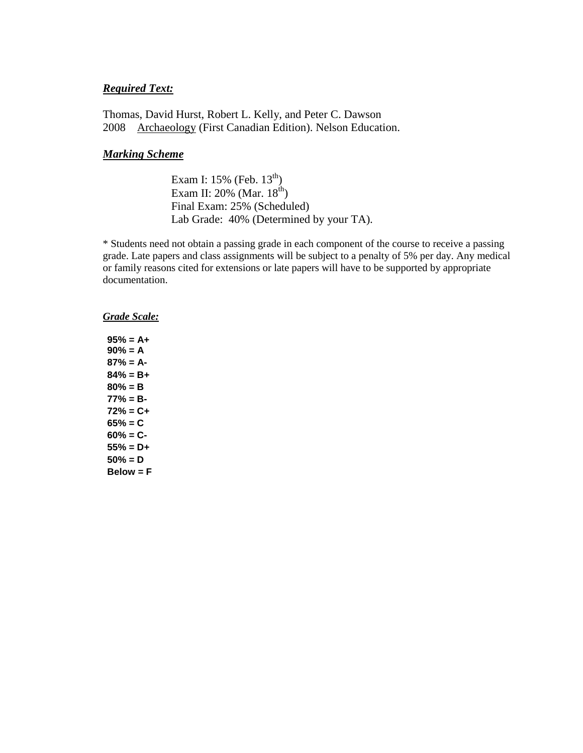***Required Text:***

Thomas, David Hurst, Robert L. Kelly, and Peter C. Dawson
2008 Archaeology (First Canadian Edition). Nelson Education.

***Marking Scheme***

Exam I: 15% (Feb. 13th)
Exam II: 20% (Mar. 18th)
Final Exam: 25% (Scheduled)
Lab Grade: 40% (Determined by your TA).

* Students need not obtain a passing grade in each component of the course to receive a passing grade. Late papers and class assignments will be subject to a penalty of 5% per day. Any medical or family reasons cited for extensions or late papers will have to be supported by appropriate documentation.

***Grade Scale:***

**95% = A+**
**90% = A**
**87% = A-**
**84% = B+**
**80% = B**
**77% = B-**
**72% = C+**
**65% = C**
**60% = C-**
**55% = D+**
**50% = D**
**Below = F**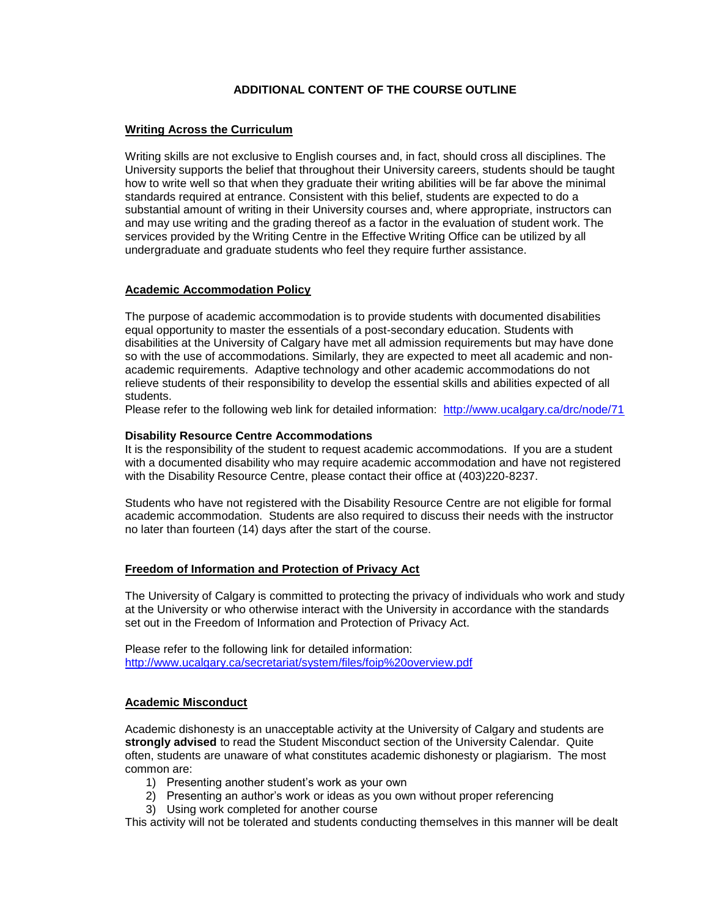# ADDITIONAL CONTENT OF THE COURSE OUTLINE

## Writing Across the Curriculum

Writing skills are not exclusive to English courses and, in fact, should cross all disciplines. The University supports the belief that throughout their University careers, students should be taught how to write well so that when they graduate their writing abilities will be far above the minimal standards required at entrance. Consistent with this belief, students are expected to do a substantial amount of writing in their University courses and, where appropriate, instructors can and may use writing and the grading thereof as a factor in the evaluation of student work. The services provided by the Writing Centre in the Effective Writing Office can be utilized by all undergraduate and graduate students who feel they require further assistance.

## Academic Accommodation Policy

The purpose of academic accommodation is to provide students with documented disabilities equal opportunity to master the essentials of a post-secondary education. Students with disabilities at the University of Calgary have met all admission requirements but may have done so with the use of accommodations. Similarly, they are expected to meet all academic and non-academic requirements. Adaptive technology and other academic accommodations do not relieve students of their responsibility to develop the essential skills and abilities expected of all students.
Please refer to the following web link for detailed information: http://www.ucalgary.ca/drc/node/71

### Disability Resource Centre Accommodations

It is the responsibility of the student to request academic accommodations. If you are a student with a documented disability who may require academic accommodation and have not registered with the Disability Resource Centre, please contact their office at (403)220-8237.

Students who have not registered with the Disability Resource Centre are not eligible for formal academic accommodation. Students are also required to discuss their needs with the instructor no later than fourteen (14) days after the start of the course.

## Freedom of Information and Protection of Privacy Act

The University of Calgary is committed to protecting the privacy of individuals who work and study at the University or who otherwise interact with the University in accordance with the standards set out in the Freedom of Information and Protection of Privacy Act.

Please refer to the following link for detailed information:
http://www.ucalgary.ca/secretariat/system/files/foip%20overview.pdf

## Academic Misconduct

Academic dishonesty is an unacceptable activity at the University of Calgary and students are **strongly advised** to read the Student Misconduct section of the University Calendar. Quite often, students are unaware of what constitutes academic dishonesty or plagiarism. The most common are:

1) Presenting another student's work as your own
2) Presenting an author's work or ideas as you own without proper referencing
3) Using work completed for another course

This activity will not be tolerated and students conducting themselves in this manner will be dealt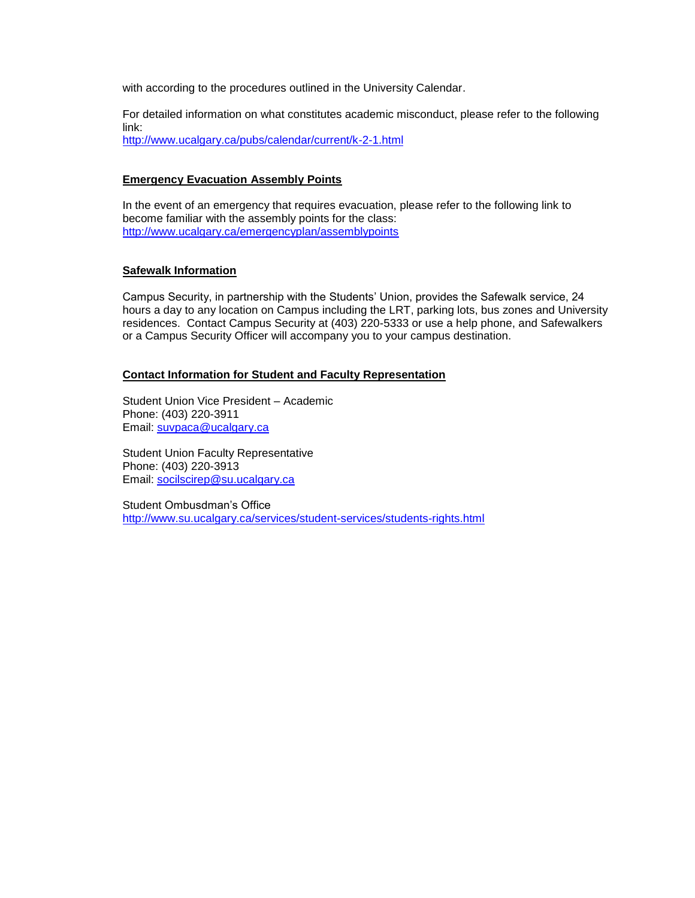with according to the procedures outlined in the University Calendar.

For detailed information on what constitutes academic misconduct, please refer to the following link:
http://www.ucalgary.ca/pubs/calendar/current/k-2-1.html

## Emergency Evacuation Assembly Points

In the event of an emergency that requires evacuation, please refer to the following link to become familiar with the assembly points for the class:
http://www.ucalgary.ca/emergencyplan/assemblypoints

## Safewalk Information

Campus Security, in partnership with the Students' Union, provides the Safewalk service, 24 hours a day to any location on Campus including the LRT, parking lots, bus zones and University residences. Contact Campus Security at (403) 220-5333 or use a help phone, and Safewalkers or a Campus Security Officer will accompany you to your campus destination.

## Contact Information for Student and Faculty Representation

Student Union Vice President – Academic
Phone: (403) 220-3911
Email: suvpaca@ucalgary.ca

Student Union Faculty Representative
Phone: (403) 220-3913
Email: socilscirep@su.ucalgary.ca

Student Ombusdman's Office
http://www.su.ucalgary.ca/services/student-services/students-rights.html